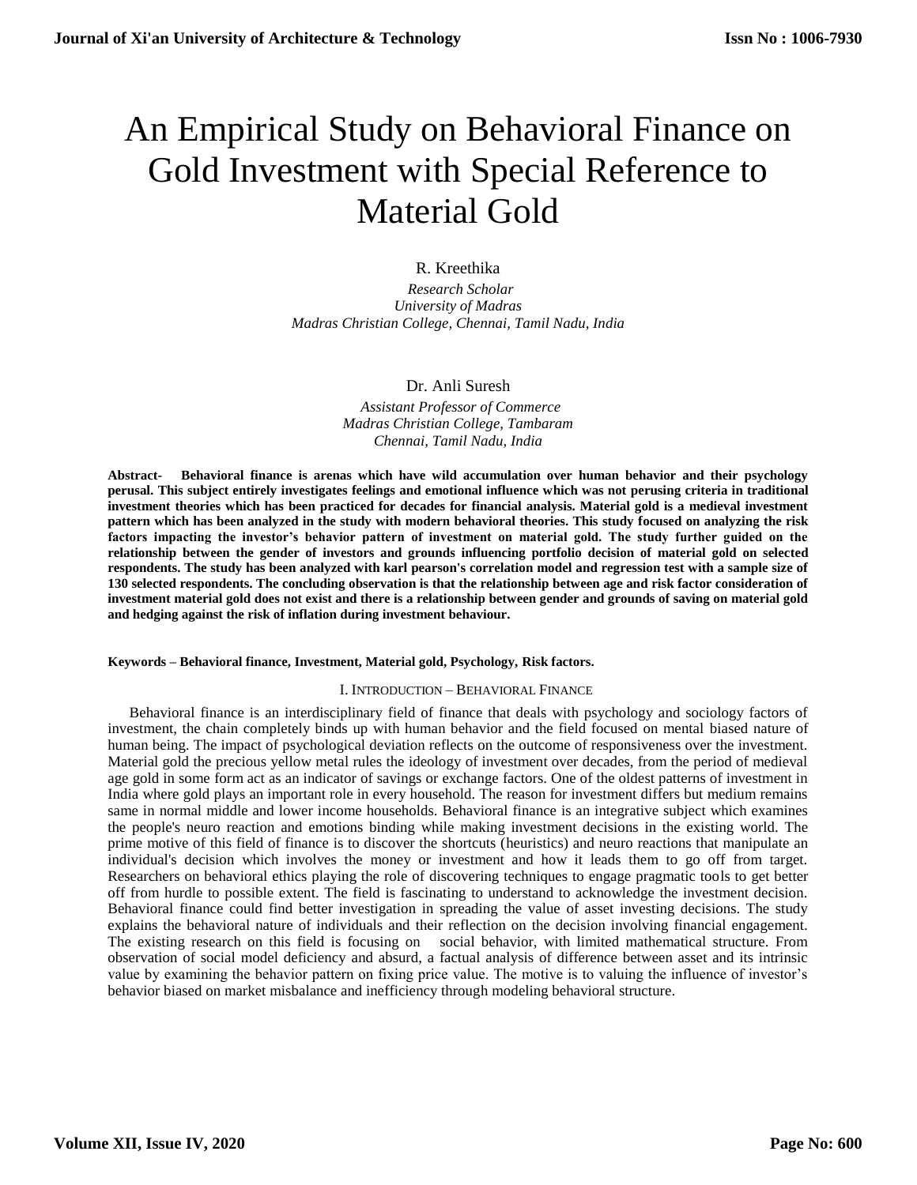# An Empirical Study on Behavioral Finance on Gold Investment with Special Reference to Material Gold

R. Kreethika

*Research Scholar*
*University of Madras*
*Madras Christian College, Chennai, Tamil Nadu, India*

Dr. Anli Suresh

*Assistant Professor of Commerce*
*Madras Christian College, Tambaram*
*Chennai, Tamil Nadu, India*

**Abstract- Behavioral finance is arenas which have wild accumulation over human behavior and their psychology perusal. This subject entirely investigates feelings and emotional influence which was not perusing criteria in traditional investment theories which has been practiced for decades for financial analysis. Material gold is a medieval investment pattern which has been analyzed in the study with modern behavioral theories. This study focused on analyzing the risk factors impacting the investor's behavior pattern of investment on material gold. The study further guided on the relationship between the gender of investors and grounds influencing portfolio decision of material gold on selected respondents. The study has been analyzed with karl pearson's correlation model and regression test with a sample size of 130 selected respondents. The concluding observation is that the relationship between age and risk factor consideration of investment material gold does not exist and there is a relationship between gender and grounds of saving on material gold and hedging against the risk of inflation during investment behaviour.**

**Keywords – Behavioral finance, Investment, Material gold, Psychology, Risk factors.**

## I. Introduction – Behavioral Finance

Behavioral finance is an interdisciplinary field of finance that deals with psychology and sociology factors of investment, the chain completely binds up with human behavior and the field focused on mental biased nature of human being. The impact of psychological deviation reflects on the outcome of responsiveness over the investment. Material gold the precious yellow metal rules the ideology of investment over decades, from the period of medieval age gold in some form act as an indicator of savings or exchange factors. One of the oldest patterns of investment in India where gold plays an important role in every household. The reason for investment differs but medium remains same in normal middle and lower income households. Behavioral finance is an integrative subject which examines the people's neuro reaction and emotions binding while making investment decisions in the existing world. The prime motive of this field of finance is to discover the shortcuts (heuristics) and neuro reactions that manipulate an individual's decision which involves the money or investment and how it leads them to go off from target. Researchers on behavioral ethics playing the role of discovering techniques to engage pragmatic tools to get better off from hurdle to possible extent. The field is fascinating to understand to acknowledge the investment decision. Behavioral finance could find better investigation in spreading the value of asset investing decisions. The study explains the behavioral nature of individuals and their reflection on the decision involving financial engagement. The existing research on this field is focusing on social behavior, with limited mathematical structure. From observation of social model deficiency and absurd, a factual analysis of difference between asset and its intrinsic value by examining the behavior pattern on fixing price value. The motive is to valuing the influence of investor's behavior biased on market misbalance and inefficiency through modeling behavioral structure.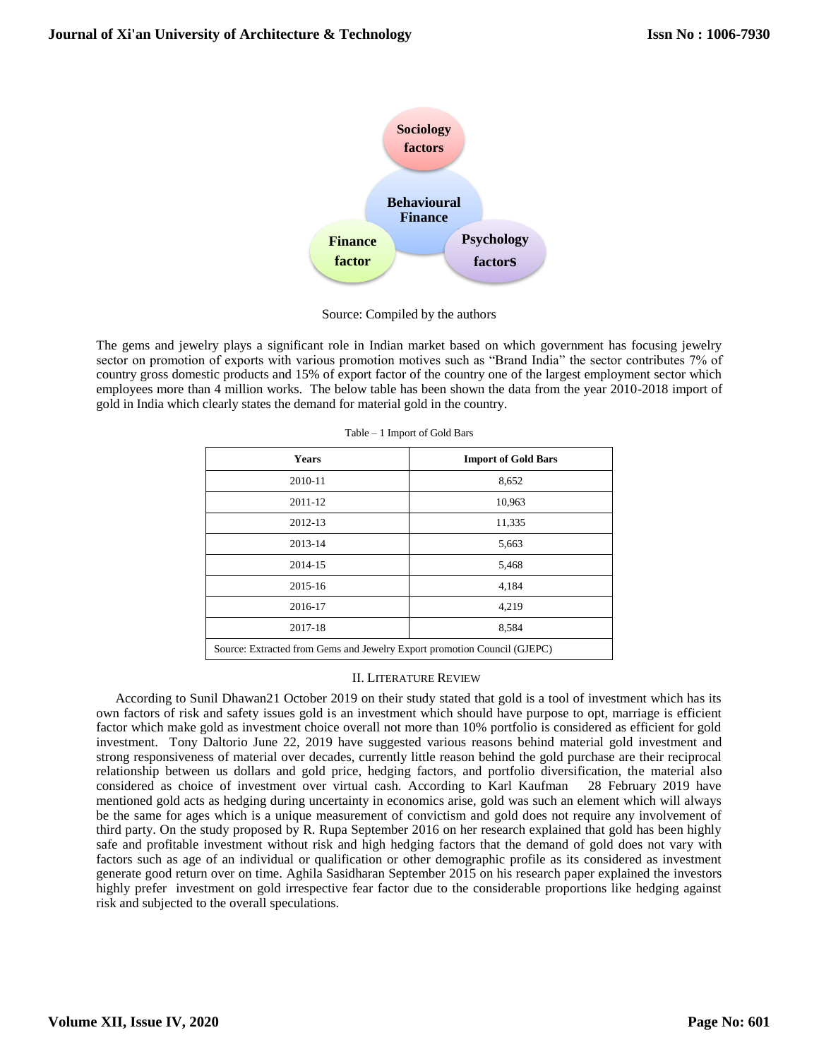Sociology factors

Behavioural Finance

Finance factor

Psychology factors

Source: Compiled by the authors

The gems and jewelry plays a significant role in Indian market based on which government has focusing jewelry sector on promotion of exports with various promotion motives such as "Brand India" the sector contributes 7% of country gross domestic products and 15% of export factor of the country one of the largest employment sector which employees more than 4 million works. The below table has been shown the data from the year 2010-2018 import of gold in India which clearly states the demand for material gold in the country.

Table – 1 Import of Gold Bars

| Years | Import of Gold Bars |
|---|---|
| 2010-11 | 8,652 |
| 2011-12 | 10,963 |
| 2012-13 | 11,335 |
| 2013-14 | 5,663 |
| 2014-15 | 5,468 |
| 2015-16 | 4,184 |
| 2016-17 | 4,219 |
| 2017-18 | 8,584 |
| Source: Extracted from Gems and Jewelry Export promotion Council (GJEPC) | |

## II. Literature Review

According to Sunil Dhawan21 October 2019 on their study stated that gold is a tool of investment which has its own factors of risk and safety issues gold is an investment which should have purpose to opt, marriage is efficient factor which make gold as investment choice overall not more than 10% portfolio is considered as efficient for gold investment. Tony Daltorio June 22, 2019 have suggested various reasons behind material gold investment and strong responsiveness of material over decades, currently little reason behind the gold purchase are their reciprocal relationship between us dollars and gold price, hedging factors, and portfolio diversification, the material also considered as choice of investment over virtual cash. According to Karl Kaufman 28 February 2019 have mentioned gold acts as hedging during uncertainty in economics arise, gold was such an element which will always be the same for ages which is a unique measurement of convictism and gold does not require any involvement of third party. On the study proposed by R. Rupa September 2016 on her research explained that gold has been highly safe and profitable investment without risk and high hedging factors that the demand of gold does not vary with factors such as age of an individual or qualification or other demographic profile as its considered as investment generate good return over on time. Aghila Sasidharan September 2015 on his research paper explained the investors highly prefer investment on gold irrespective fear factor due to the considerable proportions like hedging against risk and subjected to the overall speculations.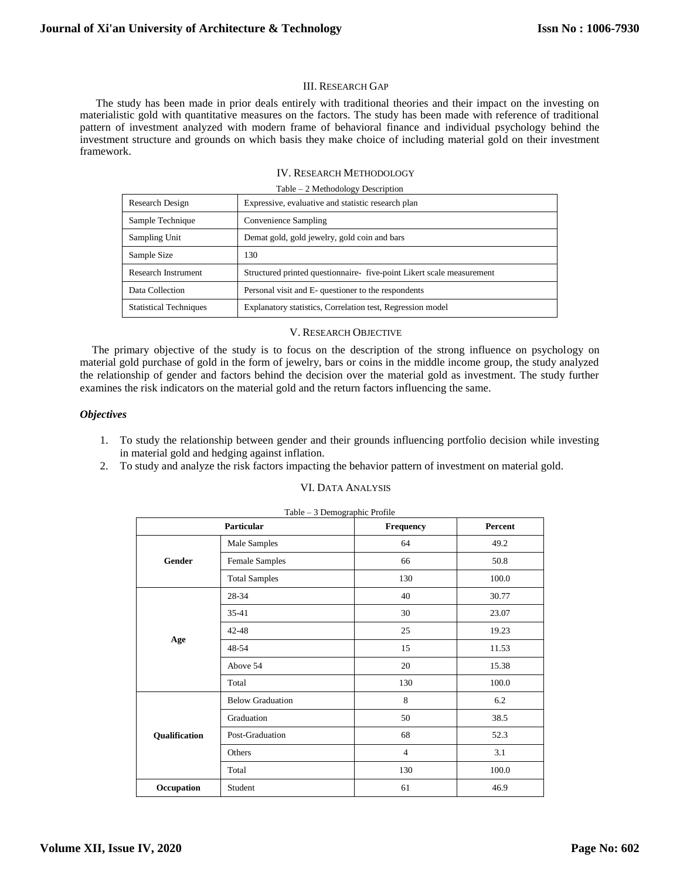## III. Research Gap

The study has been made in prior deals entirely with traditional theories and their impact on the investing on materialistic gold with quantitative measures on the factors. The study has been made with reference of traditional pattern of investment analyzed with modern frame of behavioral finance and individual psychology behind the investment structure and grounds on which basis they make choice of including material gold on their investment framework.

## IV. Research Methodology

Table – 2 Methodology Description

| | |
|---|---|
| Research Design | Expressive, evaluative and statistic research plan |
| Sample Technique | Convenience Sampling |
| Sampling Unit | Demat gold, gold jewelry, gold coin and bars |
| Sample Size | 130 |
| Research Instrument | Structured printed questionnaire- five-point Likert scale measurement |
| Data Collection | Personal visit and E- questioner to the respondents |
| Statistical Techniques | Explanatory statistics, Correlation test, Regression model |

## V. Research Objective

The primary objective of the study is to focus on the description of the strong influence on psychology on material gold purchase of gold in the form of jewelry, bars or coins in the middle income group, the study analyzed the relationship of gender and factors behind the decision over the material gold as investment. The study further examines the risk indicators on the material gold and the return factors influencing the same.

### *Objectives*

1. To study the relationship between gender and their grounds influencing portfolio decision while investing in material gold and hedging against inflation.
2. To study and analyze the risk factors impacting the behavior pattern of investment on material gold.

## VI. Data Analysis

Table – 3 Demographic Profile

| Particular | | Frequency | Percent |
|---|---|---|---|
| **Gender** | Male Samples | 64 | 49.2 |
| | Female Samples | 66 | 50.8 |
| | Total Samples | 130 | 100.0 |
| **Age** | 28-34 | 40 | 30.77 |
| | 35-41 | 30 | 23.07 |
| | 42-48 | 25 | 19.23 |
| | 48-54 | 15 | 11.53 |
| | Above 54 | 20 | 15.38 |
| | Total | 130 | 100.0 |
| **Qualification** | Below Graduation | 8 | 6.2 |
| | Graduation | 50 | 38.5 |
| | Post-Graduation | 68 | 52.3 |
| | Others | 4 | 3.1 |
| | Total | 130 | 100.0 |
| **Occupation** | Student | 61 | 46.9 |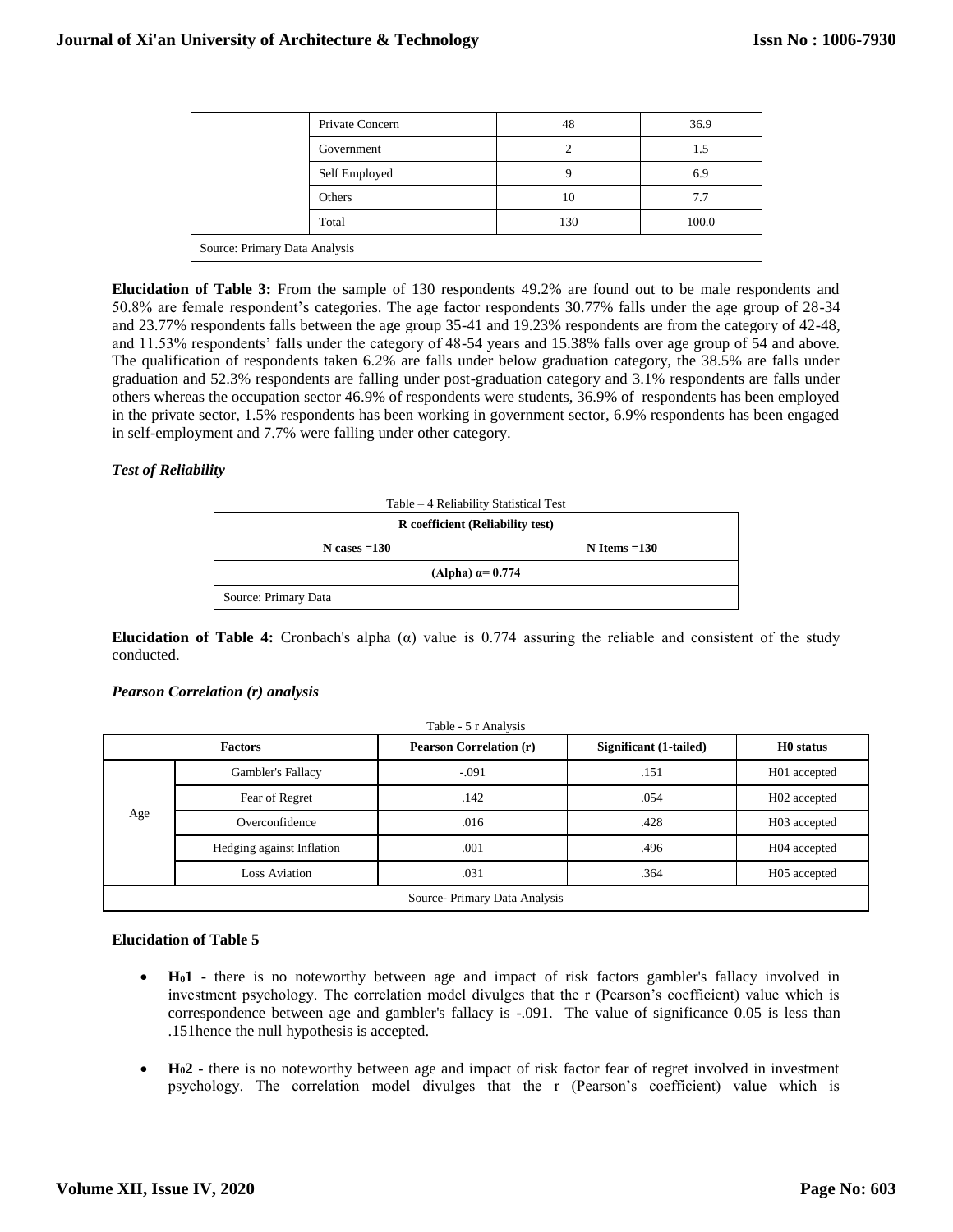| | | | |
|---|---|---|---|
| | Private Concern | 48 | 36.9 |
| | Government | 2 | 1.5 |
| | Self Employed | 9 | 6.9 |
| | Others | 10 | 7.7 |
| | Total | 130 | 100.0 |
| Source: Primary Data Analysis | | | |

**Elucidation of Table 3:** From the sample of 130 respondents 49.2% are found out to be male respondents and 50.8% are female respondent's categories. The age factor respondents 30.77% falls under the age group of 28-34 and 23.77% respondents falls between the age group 35-41 and 19.23% respondents are from the category of 42-48, and 11.53% respondents' falls under the category of 48-54 years and 15.38% falls over age group of 54 and above. The qualification of respondents taken 6.2% are falls under below graduation category, the 38.5% are falls under graduation and 52.3% respondents are falling under post-graduation category and 3.1% respondents are falls under others whereas the occupation sector 46.9% of respondents were students, 36.9% of respondents has been employed in the private sector, 1.5% respondents has been working in government sector, 6.9% respondents has been engaged in self-employment and 7.7% were falling under other category.

### *Test of Reliability*

Table – 4 Reliability Statistical Test

| **R coefficient (Reliability test)** | |
|---|---|
| **N cases =130** | **N Items =130** |
| **(Alpha) α= 0.774** | |
| Source: Primary Data | |

**Elucidation of Table 4:** Cronbach's alpha (α) value is 0.774 assuring the reliable and consistent of the study conducted.

### *Pearson Correlation (r) analysis*

Table - 5 r Analysis

| **Factors** | | **Pearson Correlation (r)** | **Significant (1-tailed)** | **H0 status** |
|---|---|---|---|---|
| Age | Gambler's Fallacy | -.091 | .151 | H01 accepted |
| | Fear of Regret | .142 | .054 | H02 accepted |
| | Overconfidence | .016 | .428 | H03 accepted |
| | Hedging against Inflation | .001 | .496 | H04 accepted |
| | Loss Aviation | .031 | .364 | H05 accepted |
| Source- Primary Data Analysis | | | | |

**Elucidation of Table 5**

- **$H_01$** - there is no noteworthy between age and impact of risk factors gambler's fallacy involved in investment psychology. The correlation model divulges that the r (Pearson's coefficient) value which is correspondence between age and gambler's fallacy is -.091. The value of significance 0.05 is less than .151hence the null hypothesis is accepted.

- **$H_02$** - there is no noteworthy between age and impact of risk factor fear of regret involved in investment psychology. The correlation model divulges that the r (Pearson's coefficient) value which is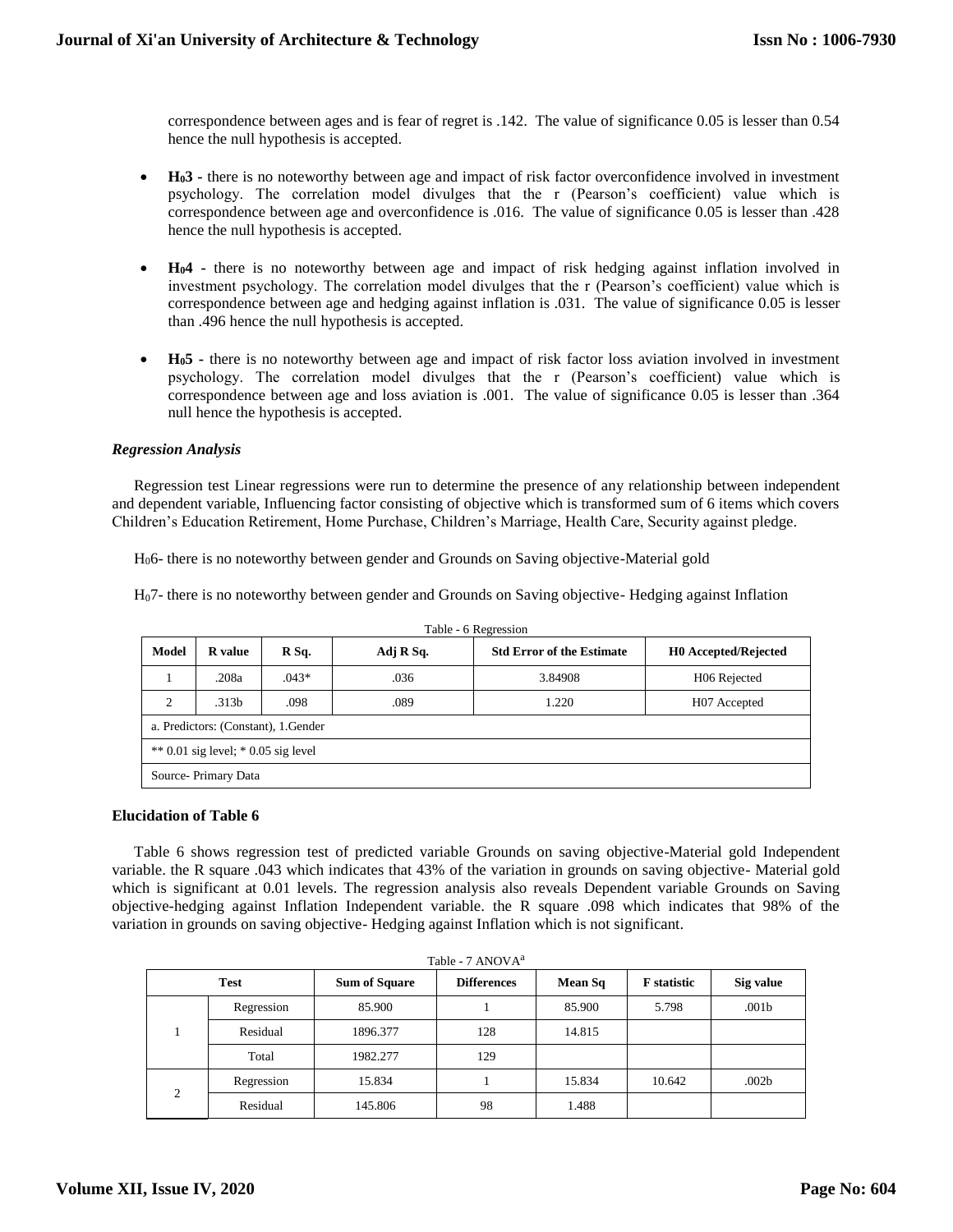correspondence between ages and is fear of regret is .142. The value of significance 0.05 is lesser than 0.54 hence the null hypothesis is accepted.

- **$H_0$3 -** there is no noteworthy between age and impact of risk factor overconfidence involved in investment psychology. The correlation model divulges that the r (Pearson's coefficient) value which is correspondence between age and overconfidence is .016. The value of significance 0.05 is lesser than .428 hence the null hypothesis is accepted.

- **$H_0$4 -** there is no noteworthy between age and impact of risk hedging against inflation involved in investment psychology. The correlation model divulges that the r (Pearson's coefficient) value which is correspondence between age and hedging against inflation is .031. The value of significance 0.05 is lesser than .496 hence the null hypothesis is accepted.

- **$H_0$5 -** there is no noteworthy between age and impact of risk factor loss aviation involved in investment psychology. The correlation model divulges that the r (Pearson's coefficient) value which is correspondence between age and loss aviation is .001. The value of significance 0.05 is lesser than .364 null hence the hypothesis is accepted.

### *Regression Analysis*

Regression test Linear regressions were run to determine the presence of any relationship between independent and dependent variable, Influencing factor consisting of objective which is transformed sum of 6 items which covers Children's Education Retirement, Home Purchase, Children's Marriage, Health Care, Security against pledge.

$H_0$6- there is no noteworthy between gender and Grounds on Saving objective-Material gold

$H_0$7- there is no noteworthy between gender and Grounds on Saving objective- Hedging against Inflation

Table - 6 Regression

| Model | R value | R Sq. | Adj R Sq. | Std Error of the Estimate | H0 Accepted/Rejected |
|---|---|---|---|---|---|
| 1 | .208a | .043* | .036 | 3.84908 | H06 Rejected |
| 2 | .313b | .098 | .089 | 1.220 | H07 Accepted |
| a. Predictors: (Constant), 1.Gender | | | | | |
| ** 0.01 sig level; * 0.05 sig level | | | | | |
| Source- Primary Data | | | | | |

### Elucidation of Table 6

Table 6 shows regression test of predicted variable Grounds on saving objective-Material gold Independent variable. the R square .043 which indicates that 43% of the variation in grounds on saving objective- Material gold which is significant at 0.01 levels. The regression analysis also reveals Dependent variable Grounds on Saving objective-hedging against Inflation Independent variable. the R square .098 which indicates that 98% of the variation in grounds on saving objective- Hedging against Inflation which is not significant.

Table - 7 ANOVA[a]

| Test | | Sum of Square | Differences | Mean Sq | F statistic | Sig value |
|---|---|---|---|---|---|---|
| 1 | Regression | 85.900 | 1 | 85.900 | 5.798 | .001b |
| | Residual | 1896.377 | 128 | 14.815 | | |
| | Total | 1982.277 | 129 | | | |
| 2 | Regression | 15.834 | 1 | 15.834 | 10.642 | .002b |
| | Residual | 145.806 | 98 | 1.488 | | |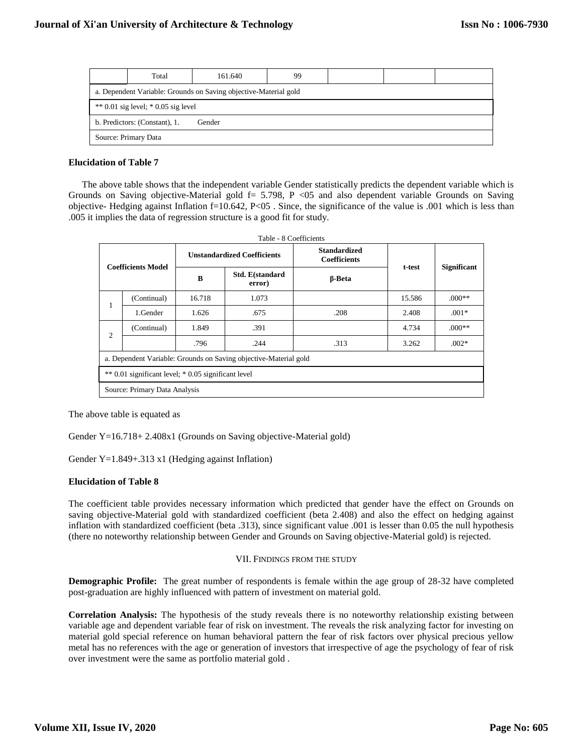| | Total | 161.640 | 99 | | | |
|---|---|---|---|---|---|---|
| a. Dependent Variable: Grounds on Saving objective-Material gold | | | | | | |
| ** 0.01 sig level; * 0.05 sig level | | | | | | |
| b. Predictors: (Constant), 1. Gender | | | | | | |
| Source: Primary Data | | | | | | |

**Elucidation of Table 7**

The above table shows that the independent variable Gender statistically predicts the dependent variable which is Grounds on Saving objective-Material gold f= 5.798, P <05 and also dependent variable Grounds on Saving objective- Hedging against Inflation f=10.642, P<05 . Since, the significance of the value is .001 which is less than .005 it implies the data of regression structure is a good fit for study.

Table - 8 Coefficients

| Coefficients Model | | Unstandardized Coefficients | | Standardized Coefficients | t-test | Significant |
|---|---|---|---|---|---|---|
| | | B | Std. E(standard error) | β-Beta | | |
| 1 | (Continual) | 16.718 | 1.073 | | 15.586 | .000** |
| | 1.Gender | 1.626 | .675 | .208 | 2.408 | .001* |
| 2 | (Continual) | 1.849 | .391 | | 4.734 | .000** |
| | | .796 | .244 | .313 | 3.262 | .002* |
| a. Dependent Variable: Grounds on Saving objective-Material gold | | | | | | |
| ** 0.01 significant level; * 0.05 significant level | | | | | | |
| Source: Primary Data Analysis | | | | | | |

The above table is equated as

Gender Y=16.718+ 2.408x1 (Grounds on Saving objective-Material gold)

Gender Y=1.849+.313 x1 (Hedging against Inflation)

**Elucidation of Table 8**

The coefficient table provides necessary information which predicted that gender have the effect on Grounds on saving objective-Material gold with standardized coefficient (beta 2.408) and also the effect on hedging against inflation with standardized coefficient (beta .313), since significant value .001 is lesser than 0.05 the null hypothesis (there no noteworthy relationship between Gender and Grounds on Saving objective-Material gold) is rejected.

## VII. Findings from the Study

**Demographic Profile:** The great number of respondents is female within the age group of 28-32 have completed post-graduation are highly influenced with pattern of investment on material gold.

**Correlation Analysis:** The hypothesis of the study reveals there is no noteworthy relationship existing between variable age and dependent variable fear of risk on investment. The reveals the risk analyzing factor for investing on material gold special reference on human behavioral pattern the fear of risk factors over physical precious yellow metal has no references with the age or generation of investors that irrespective of age the psychology of fear of risk over investment were the same as portfolio material gold .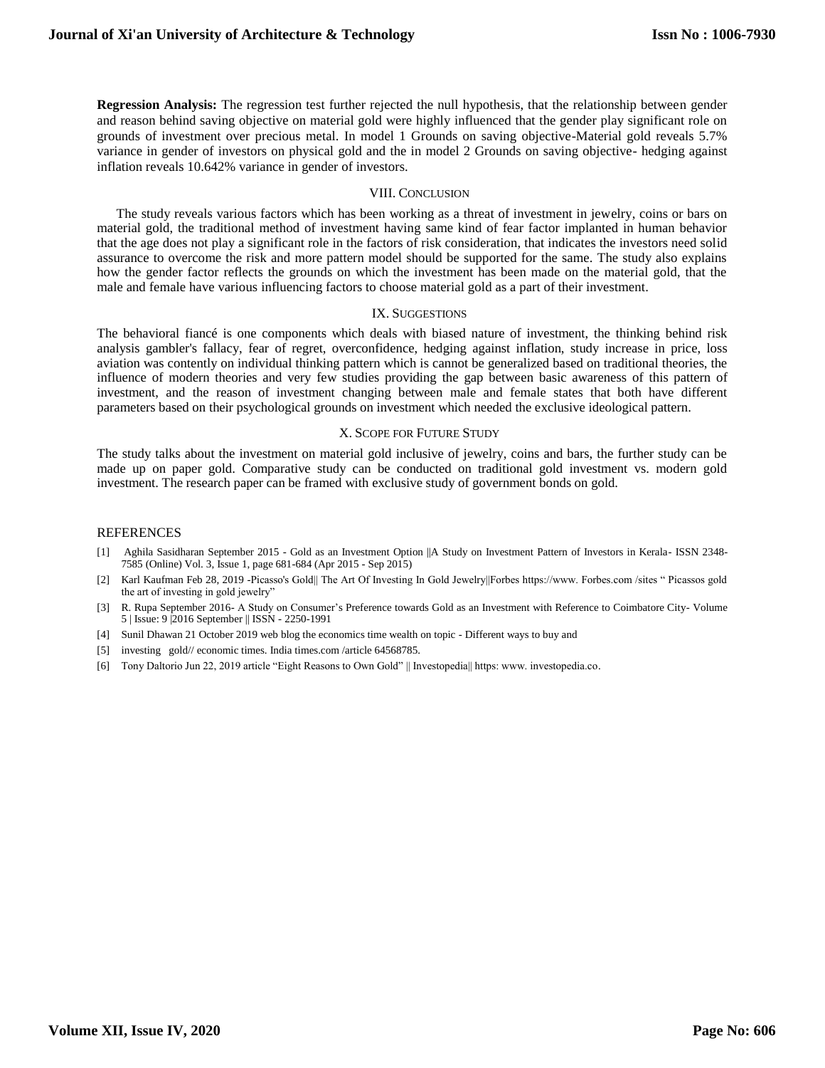**Regression Analysis:** The regression test further rejected the null hypothesis, that the relationship between gender and reason behind saving objective on material gold were highly influenced that the gender play significant role on grounds of investment over precious metal. In model 1 Grounds on saving objective-Material gold reveals 5.7% variance in gender of investors on physical gold and the in model 2 Grounds on saving objective- hedging against inflation reveals 10.642% variance in gender of investors.

## VIII. Conclusion

The study reveals various factors which has been working as a threat of investment in jewelry, coins or bars on material gold, the traditional method of investment having same kind of fear factor implanted in human behavior that the age does not play a significant role in the factors of risk consideration, that indicates the investors need solid assurance to overcome the risk and more pattern model should be supported for the same. The study also explains how the gender factor reflects the grounds on which the investment has been made on the material gold, that the male and female have various influencing factors to choose material gold as a part of their investment.

## IX. Suggestions

The behavioral fiancé is one components which deals with biased nature of investment, the thinking behind risk analysis gambler's fallacy, fear of regret, overconfidence, hedging against inflation, study increase in price, loss aviation was contently on individual thinking pattern which is cannot be generalized based on traditional theories, the influence of modern theories and very few studies providing the gap between basic awareness of this pattern of investment, and the reason of investment changing between male and female states that both have different parameters based on their psychological grounds on investment which needed the exclusive ideological pattern.

## X. Scope for Future Study

The study talks about the investment on material gold inclusive of jewelry, coins and bars, the further study can be made up on paper gold. Comparative study can be conducted on traditional gold investment vs. modern gold investment. The research paper can be framed with exclusive study of government bonds on gold.

## REFERENCES

[1] Aghila Sasidharan September 2015 - Gold as an Investment Option ||A Study on Investment Pattern of Investors in Kerala- ISSN 2348-7585 (Online) Vol. 3, Issue 1, page 681-684 (Apr 2015 - Sep 2015)

[2] Karl Kaufman Feb 28, 2019 -Picasso's Gold|| The Art Of Investing In Gold Jewelry||Forbes https://www. Forbes.com /sites " Picassos gold the art of investing in gold jewelry"

[3] R. Rupa September 2016- A Study on Consumer's Preference towards Gold as an Investment with Reference to Coimbatore City- Volume 5 | Issue: 9 |2016 September || ISSN - 2250-1991

[4] Sunil Dhawan 21 October 2019 web blog the economics time wealth on topic - Different ways to buy and

[5] investing gold// economic times. India times.com /article 64568785.

[6] Tony Daltorio Jun 22, 2019 article "Eight Reasons to Own Gold" || Investopedia|| https: www. investopedia.co.